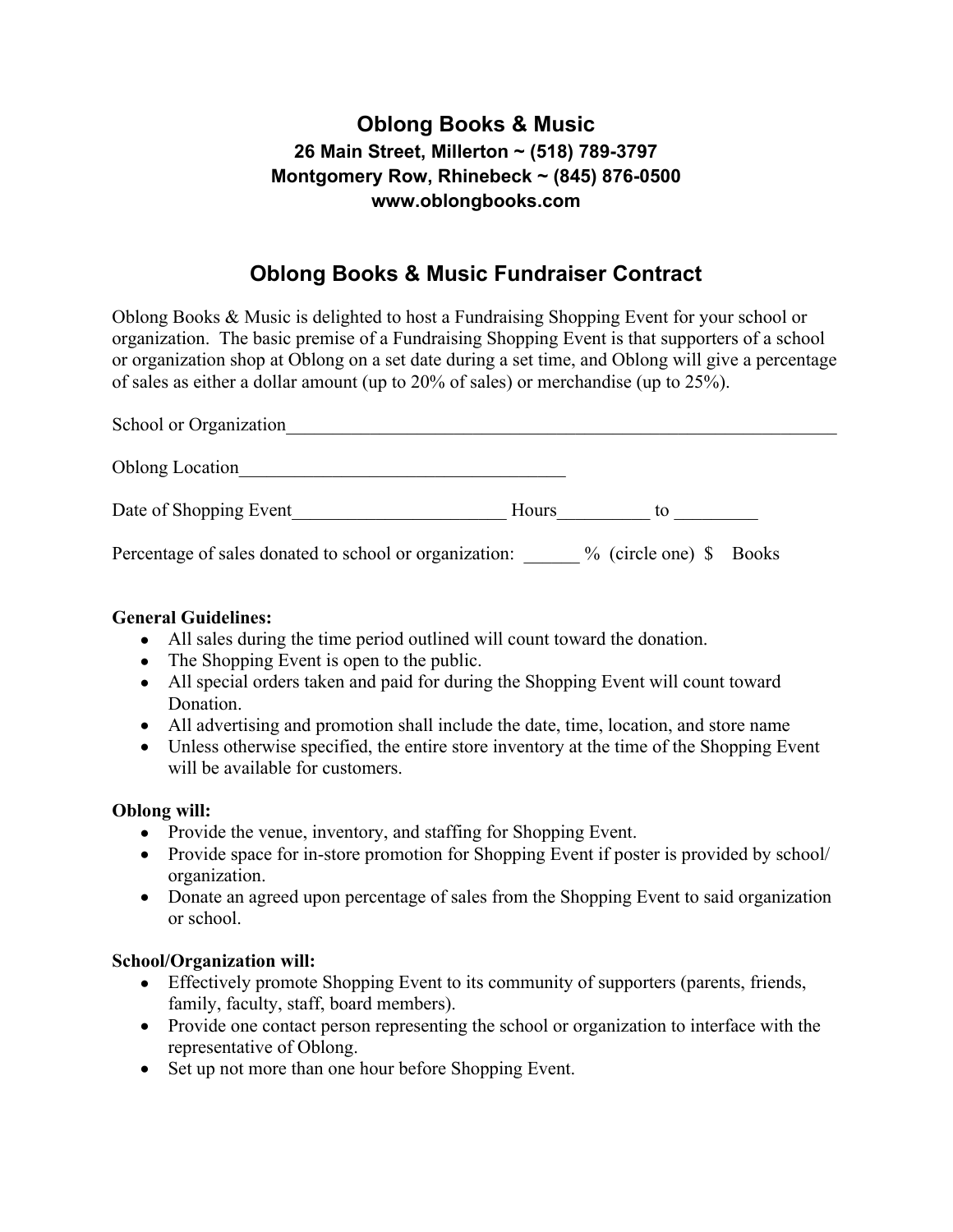# Oblong Books & Music

**26 Main Street, Millerton ~ (518) 789-3797**
**Montgomery Row, Rhinebeck ~ (845) 876-0500**
**www.oblongbooks.com**

## Oblong Books & Music Fundraiser Contract

Oblong Books & Music is delighted to host a Fundraising Shopping Event for your school or organization. The basic premise of a Fundraising Shopping Event is that supporters of a school or organization shop at Oblong on a set date during a set time, and Oblong will give a percentage of sales as either a dollar amount (up to 20% of sales) or merchandise (up to 25%).

School or Organization_______________________________________________________________

Oblong Location___________________________________

Date of Shopping Event_______________________ Hours__________ to _________

Percentage of sales donated to school or organization: ______ % (circle one) $ Books

**General Guidelines:**

- All sales during the time period outlined will count toward the donation.
- The Shopping Event is open to the public.
- All special orders taken and paid for during the Shopping Event will count toward Donation.
- All advertising and promotion shall include the date, time, location, and store name
- Unless otherwise specified, the entire store inventory at the time of the Shopping Event will be available for customers.

**Oblong will:**

- Provide the venue, inventory, and staffing for Shopping Event.
- Provide space for in-store promotion for Shopping Event if poster is provided by school/ organization.
- Donate an agreed upon percentage of sales from the Shopping Event to said organization or school.

**School/Organization will:**

- Effectively promote Shopping Event to its community of supporters (parents, friends, family, faculty, staff, board members).
- Provide one contact person representing the school or organization to interface with the representative of Oblong.
- Set up not more than one hour before Shopping Event.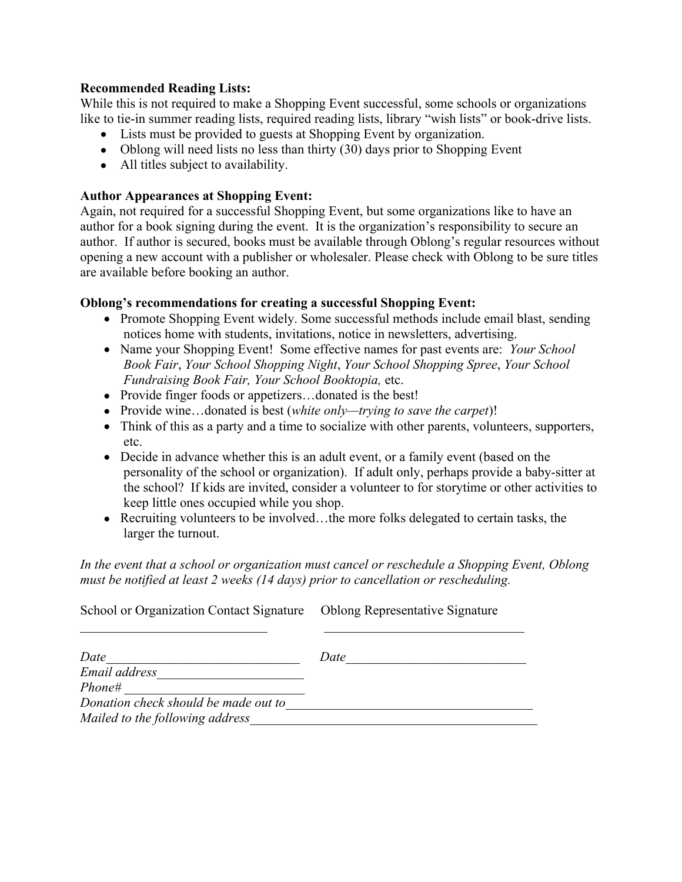**Recommended Reading Lists:**
While this is not required to make a Shopping Event successful, some schools or organizations like to tie-in summer reading lists, required reading lists, library "wish lists" or book-drive lists.

- Lists must be provided to guests at Shopping Event by organization.
- Oblong will need lists no less than thirty (30) days prior to Shopping Event
- All titles subject to availability.

**Author Appearances at Shopping Event:**
Again, not required for a successful Shopping Event, but some organizations like to have an author for a book signing during the event. It is the organization's responsibility to secure an author. If author is secured, books must be available through Oblong's regular resources without opening a new account with a publisher or wholesaler. Please check with Oblong to be sure titles are available before booking an author.

**Oblong's recommendations for creating a successful Shopping Event:**

- Promote Shopping Event widely. Some successful methods include email blast, sending notices home with students, invitations, notice in newsletters, advertising.
- Name your Shopping Event! Some effective names for past events are: *Your School Book Fair*, *Your School Shopping Night*, *Your School Shopping Spree*, *Your School Fundraising Book Fair, Your School Booktopia,* etc.
- Provide finger foods or appetizers…donated is the best!
- Provide wine…donated is best (*white only—trying to save the carpet*)!
- Think of this as a party and a time to socialize with other parents, volunteers, supporters, etc.
- Decide in advance whether this is an adult event, or a family event (based on the personality of the school or organization). If adult only, perhaps provide a baby-sitter at the school? If kids are invited, consider a volunteer to for storytime or other activities to keep little ones occupied while you shop.
- Recruiting volunteers to be involved…the more folks delegated to certain tasks, the larger the turnout.

*In the event that a school or organization must cancel or reschedule a Shopping Event, Oblong must be notified at least 2 weeks (14 days) prior to cancellation or rescheduling.*

School or Organization Contact Signature ____________________________    Oblong Representative Signature ______________________________

*Date*______________________________    *Date*___________________________

*Email address*______________________

*Phone#* __________________________

*Donation check should be made out to*_____________________________________

*Mailed to the following address*____________________________________________